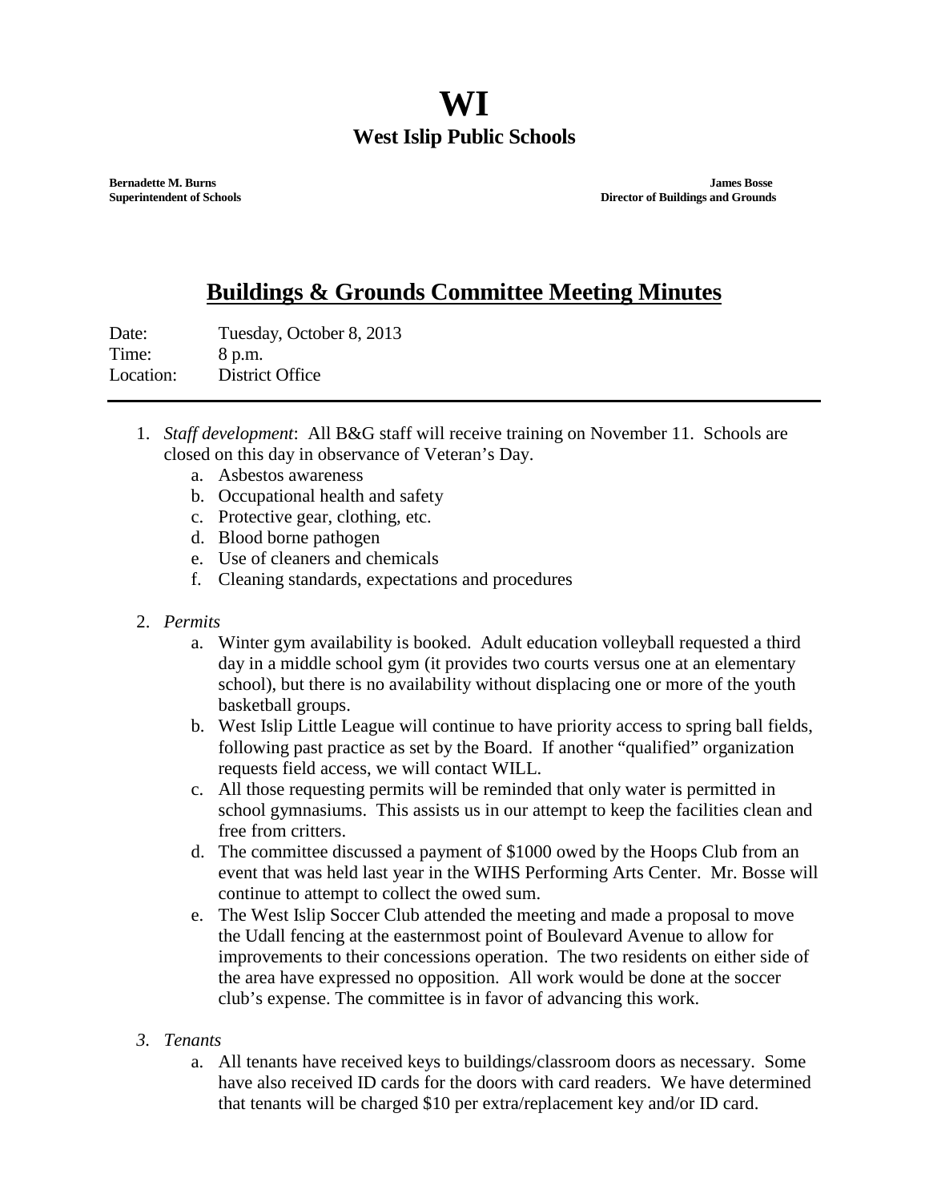# WI

## West Islip Public Schools

**Bernadette M. Burns**
**Superintendent of Schools**

**James Bosse**
**Director of Buildings and Grounds**

## <u>Buildings & Grounds Committee Meeting Minutes</u>

Date: Tuesday, October 8, 2013
Time: 8 p.m.
Location: District Office

---

1. *Staff development*: All B&G staff will receive training on November 11. Schools are closed on this day in observance of Veteran's Day.
   a. Asbestos awareness
   b. Occupational health and safety
   c. Protective gear, clothing, etc.
   d. Blood borne pathogen
   e. Use of cleaners and chemicals
   f. Cleaning standards, expectations and procedures

2. *Permits*
   a. Winter gym availability is booked. Adult education volleyball requested a third day in a middle school gym (it provides two courts versus one at an elementary school), but there is no availability without displacing one or more of the youth basketball groups.
   b. West Islip Little League will continue to have priority access to spring ball fields, following past practice as set by the Board. If another "qualified" organization requests field access, we will contact WILL.
   c. All those requesting permits will be reminded that only water is permitted in school gymnasiums. This assists us in our attempt to keep the facilities clean and free from critters.
   d. The committee discussed a payment of $1000 owed by the Hoops Club from an event that was held last year in the WIHS Performing Arts Center. Mr. Bosse will continue to attempt to collect the owed sum.
   e. The West Islip Soccer Club attended the meeting and made a proposal to move the Udall fencing at the easternmost point of Boulevard Avenue to allow for improvements to their concessions operation. The two residents on either side of the area have expressed no opposition. All work would be done at the soccer club's expense. The committee is in favor of advancing this work.

3. *Tenants*
   a. All tenants have received keys to buildings/classroom doors as necessary. Some have also received ID cards for the doors with card readers. We have determined that tenants will be charged $10 per extra/replacement key and/or ID card.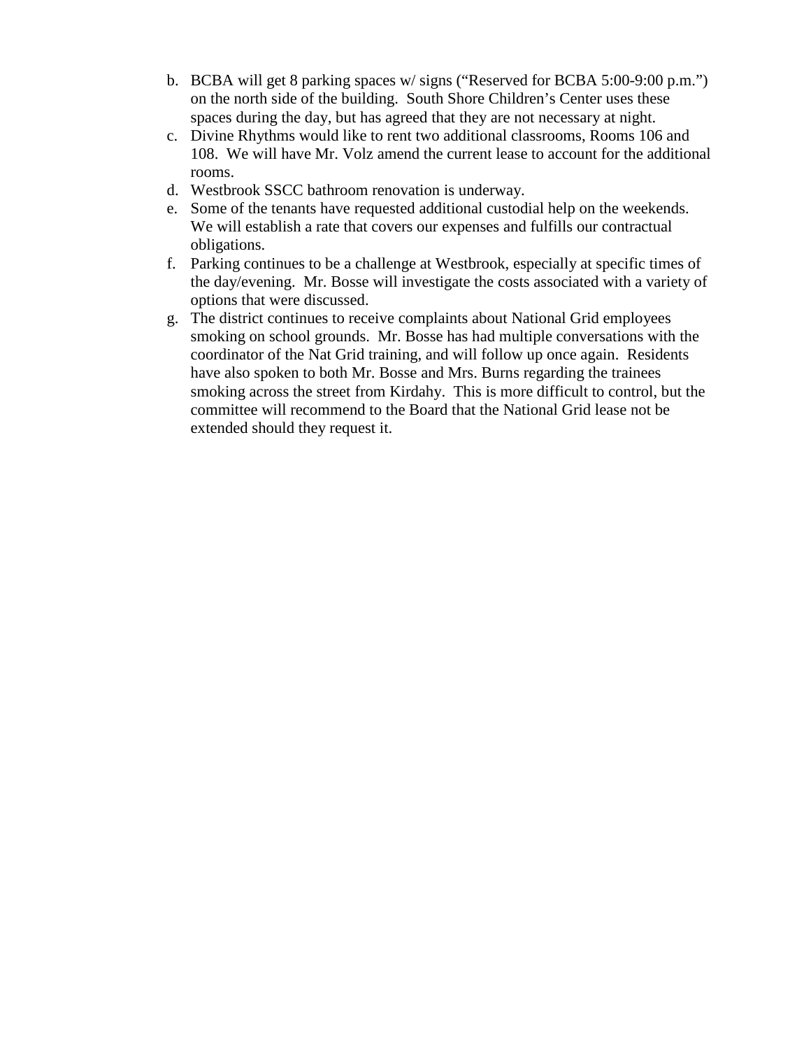b. BCBA will get 8 parking spaces w/ signs ("Reserved for BCBA 5:00-9:00 p.m.") on the north side of the building. South Shore Children's Center uses these spaces during the day, but has agreed that they are not necessary at night.
c. Divine Rhythms would like to rent two additional classrooms, Rooms 106 and 108. We will have Mr. Volz amend the current lease to account for the additional rooms.
d. Westbrook SSCC bathroom renovation is underway.
e. Some of the tenants have requested additional custodial help on the weekends. We will establish a rate that covers our expenses and fulfills our contractual obligations.
f. Parking continues to be a challenge at Westbrook, especially at specific times of the day/evening. Mr. Bosse will investigate the costs associated with a variety of options that were discussed.
g. The district continues to receive complaints about National Grid employees smoking on school grounds. Mr. Bosse has had multiple conversations with the coordinator of the Nat Grid training, and will follow up once again. Residents have also spoken to both Mr. Bosse and Mrs. Burns regarding the trainees smoking across the street from Kirdahy. This is more difficult to control, but the committee will recommend to the Board that the National Grid lease not be extended should they request it.